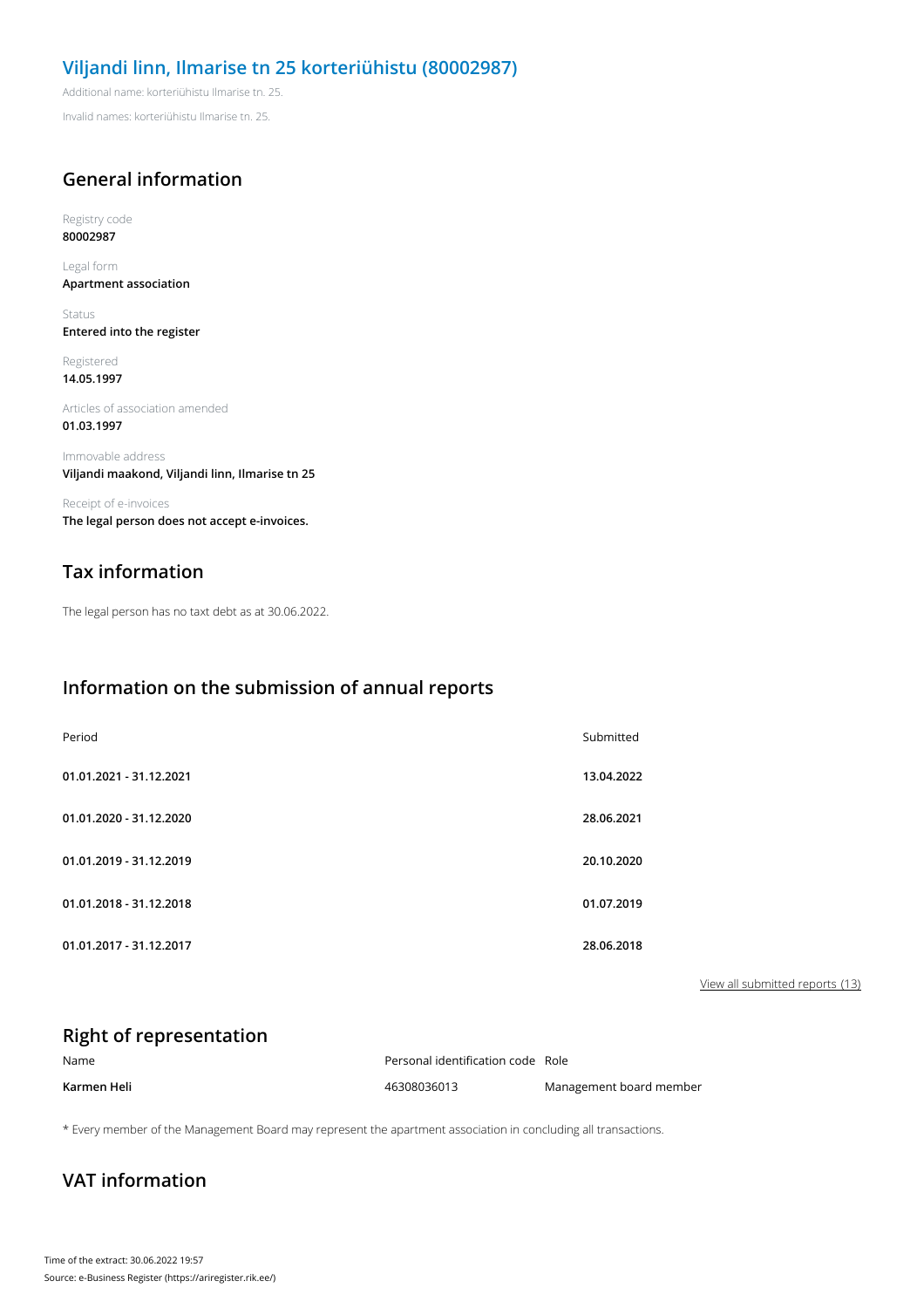# Viljandi linn, Ilmarise tn 25 korteriühistu (80002987)

Additional name: korteriühistu Ilmarise tn. 25.

Invalid names: korteriühistu Ilmarise tn. 25.

## General information

Registry code
**80002987**

Legal form
**Apartment association**

Status
**Entered into the register**

Registered
**14.05.1997**

Articles of association amended
**01.03.1997**

Immovable address
**Viljandi maakond, Viljandi linn, Ilmarise tn 25**

Receipt of e-invoices
**The legal person does not accept e-invoices.**

## Tax information

The legal person has no taxt debt as at 30.06.2022.

## Information on the submission of annual reports

| Period | Submitted |
|---|---|
| **01.01.2021 - 31.12.2021** | **13.04.2022** |
| **01.01.2020 - 31.12.2020** | **28.06.2021** |
| **01.01.2019 - 31.12.2019** | **20.10.2020** |
| **01.01.2018 - 31.12.2018** | **01.07.2019** |
| **01.01.2017 - 31.12.2017** | **28.06.2018** |

View all submitted reports (13)

## Right of representation

| Name | Personal identification code | Role |
|---|---|---|
| **Karmen Heli** | 46308036013 | Management board member |

* Every member of the Management Board may represent the apartment association in concluding all transactions.

## VAT information

Time of the extract: 30.06.2022 19:57
Source: e-Business Register (https://ariregister.rik.ee/)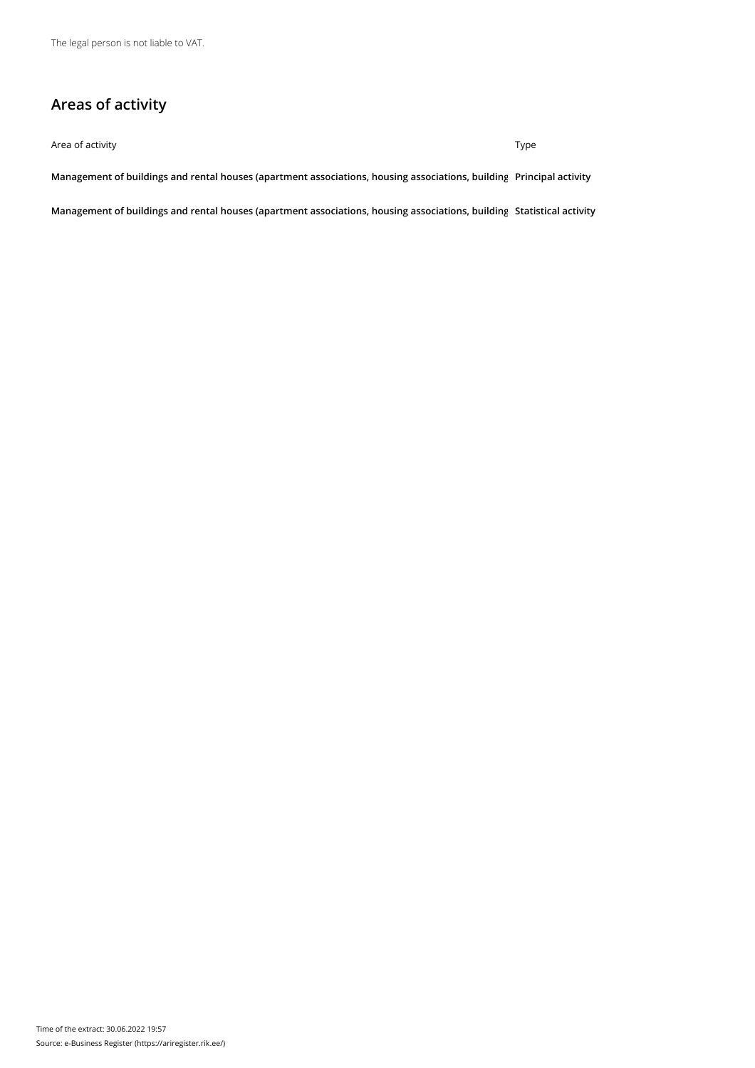The legal person is not liable to VAT.

## Areas of activity

| Area of activity | Type |
| --- | --- |
| **Management of buildings and rental houses (apartment associations, housing associations, building** | **Principal activity** |
| **Management of buildings and rental houses (apartment associations, housing associations, building** | **Statistical activity** |

Time of the extract: 30.06.2022 19:57

Source: e-Business Register (https://ariregister.rik.ee/)